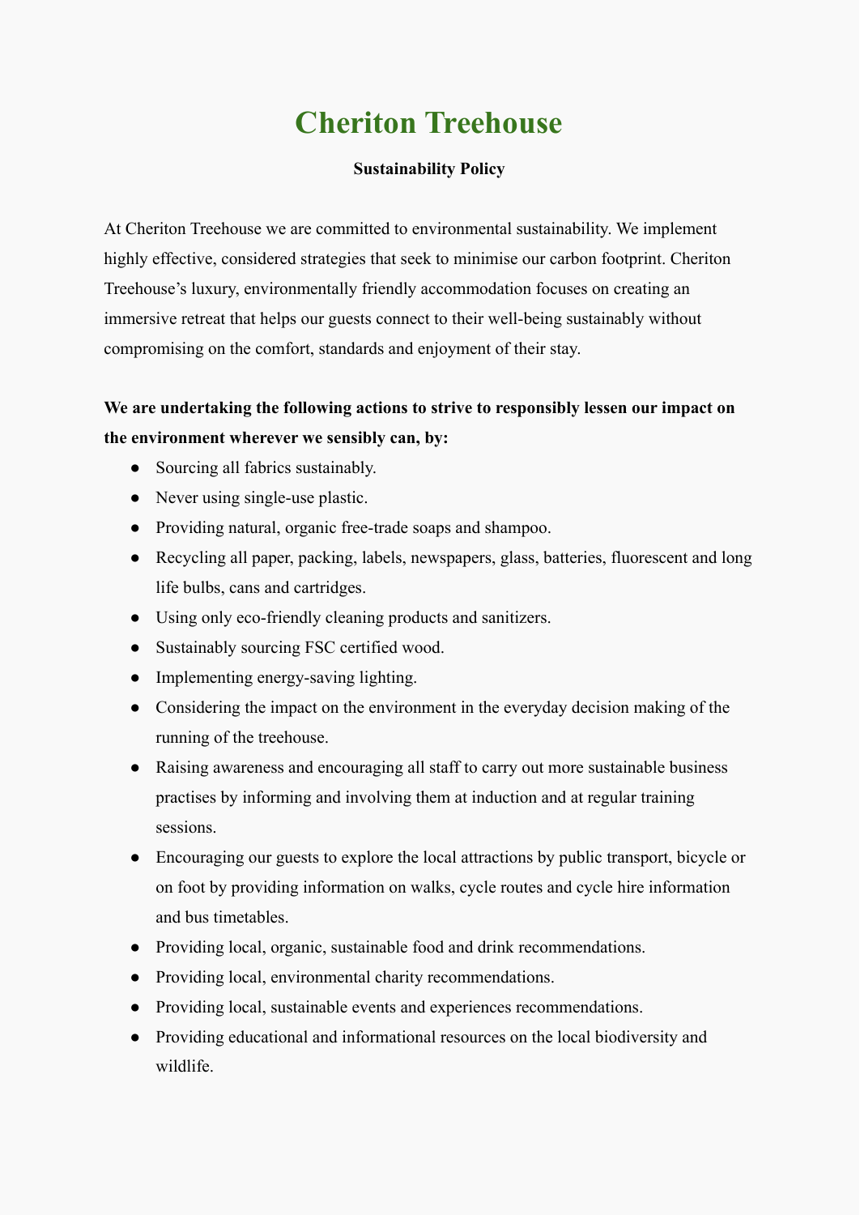# Cheriton Treehouse

**Sustainability Policy**

At Cheriton Treehouse we are committed to environmental sustainability. We implement highly effective, considered strategies that seek to minimise our carbon footprint. Cheriton Treehouse's luxury, environmentally friendly accommodation focuses on creating an immersive retreat that helps our guests connect to their well-being sustainably without compromising on the comfort, standards and enjoyment of their stay.

**We are undertaking the following actions to strive to responsibly lessen our impact on the environment wherever we sensibly can, by:**

- Sourcing all fabrics sustainably.
- Never using single-use plastic.
- Providing natural, organic free-trade soaps and shampoo.
- Recycling all paper, packing, labels, newspapers, glass, batteries, fluorescent and long life bulbs, cans and cartridges.
- Using only eco-friendly cleaning products and sanitizers.
- Sustainably sourcing FSC certified wood.
- Implementing energy-saving lighting.
- Considering the impact on the environment in the everyday decision making of the running of the treehouse.
- Raising awareness and encouraging all staff to carry out more sustainable business practises by informing and involving them at induction and at regular training sessions.
- Encouraging our guests to explore the local attractions by public transport, bicycle or on foot by providing information on walks, cycle routes and cycle hire information and bus timetables.
- Providing local, organic, sustainable food and drink recommendations.
- Providing local, environmental charity recommendations.
- Providing local, sustainable events and experiences recommendations.
- Providing educational and informational resources on the local biodiversity and wildlife.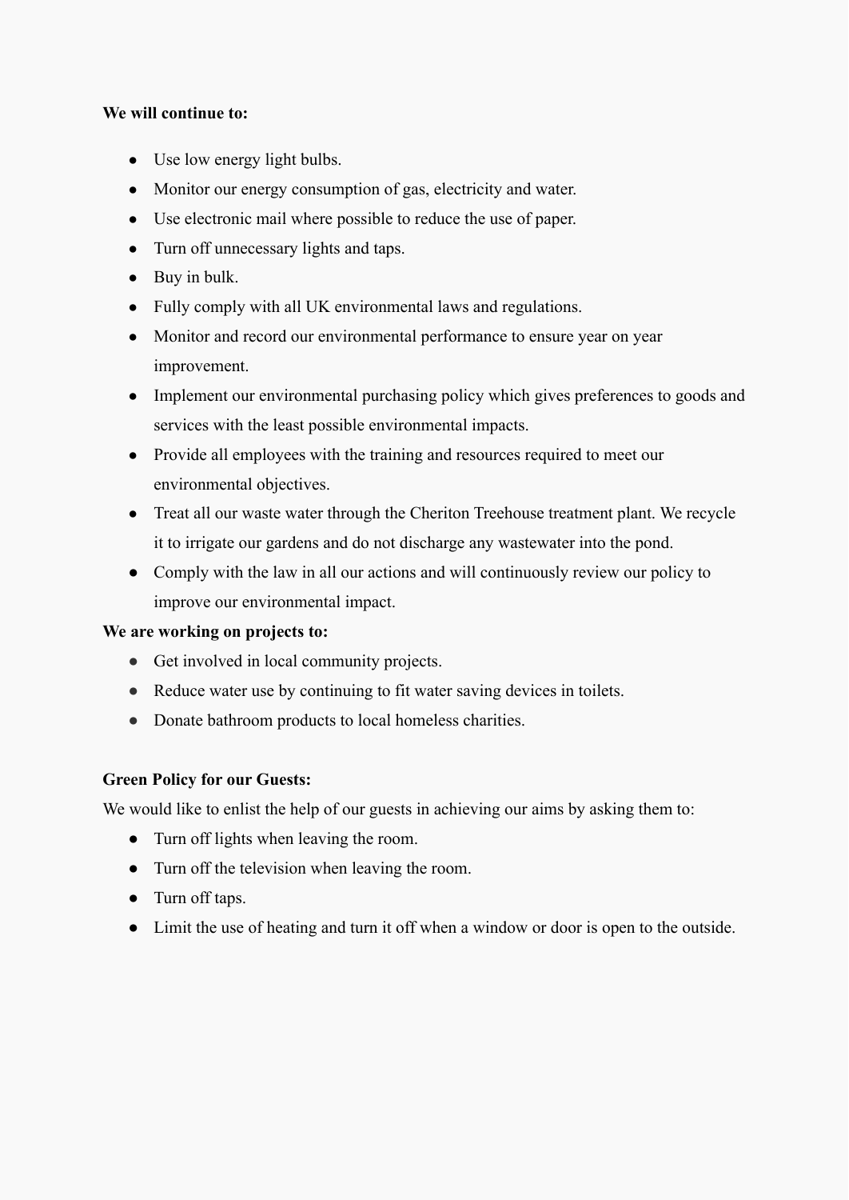**We will continue to:**

- Use low energy light bulbs.
- Monitor our energy consumption of gas, electricity and water.
- Use electronic mail where possible to reduce the use of paper.
- Turn off unnecessary lights and taps.
- Buy in bulk.
- Fully comply with all UK environmental laws and regulations.
- Monitor and record our environmental performance to ensure year on year improvement.
- Implement our environmental purchasing policy which gives preferences to goods and services with the least possible environmental impacts.
- Provide all employees with the training and resources required to meet our environmental objectives.
- Treat all our waste water through the Cheriton Treehouse treatment plant. We recycle it to irrigate our gardens and do not discharge any wastewater into the pond.
- Comply with the law in all our actions and will continuously review our policy to improve our environmental impact.

**We are working on projects to:**

- Get involved in local community projects.
- Reduce water use by continuing to fit water saving devices in toilets.
- Donate bathroom products to local homeless charities.

**Green Policy for our Guests:**

We would like to enlist the help of our guests in achieving our aims by asking them to:

- Turn off lights when leaving the room.
- Turn off the television when leaving the room.
- Turn off taps.
- Limit the use of heating and turn it off when a window or door is open to the outside.